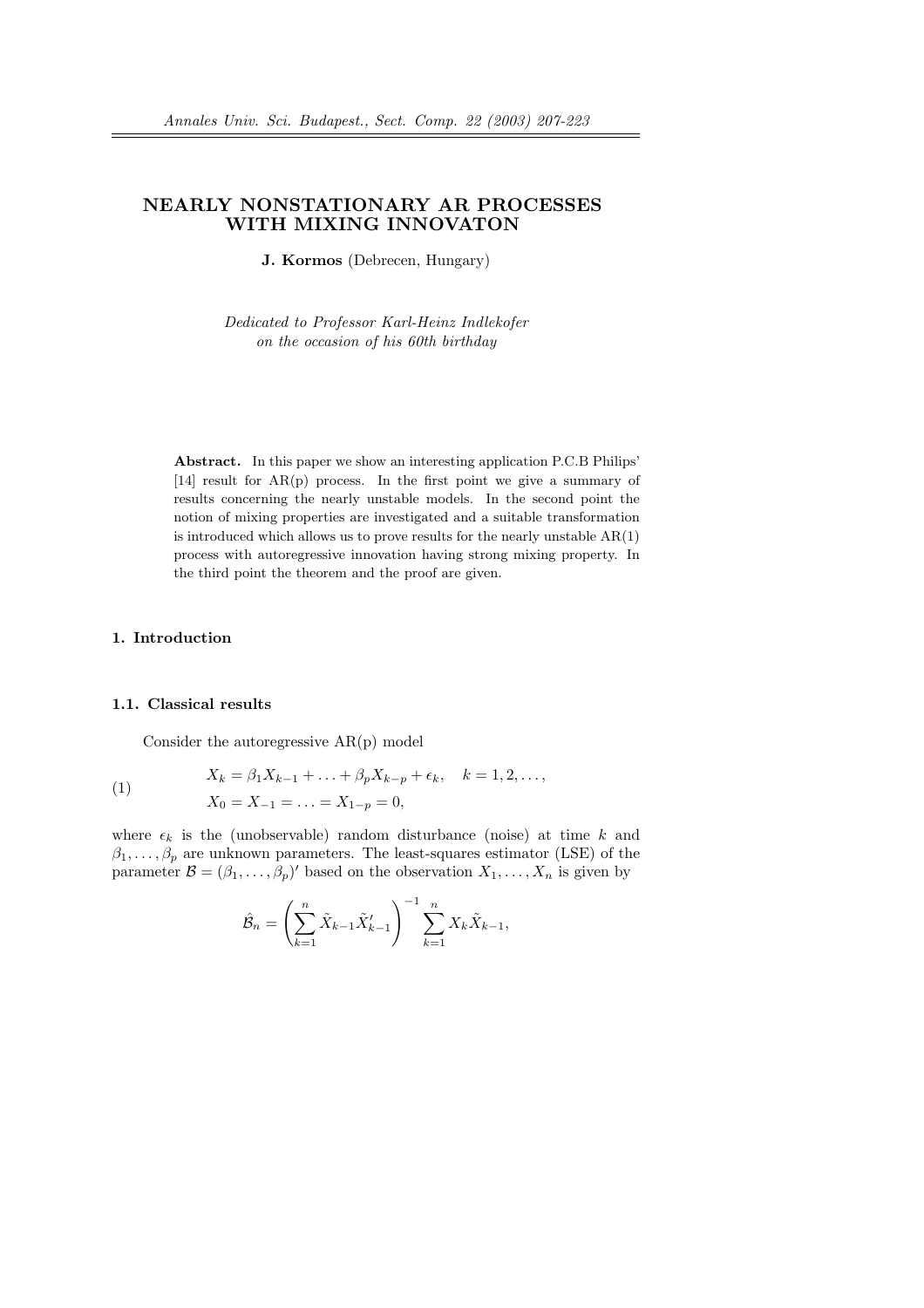# NEARLY NONSTATIONARY AR PROCESSES WITH MIXING INNOVATON

**J. Kormos** (Debrecen, Hungary)

*Dedicated to Professor Karl-Heinz Indlekofer on the occasion of his 60th birthday*

**Abstract.** In this paper we show an interesting application P.C.B Philips' [14] result for AR(p) process. In the first point we give a summary of results concerning the nearly unstable models. In the second point the notion of mixing properties are investigated and a suitable transformation is introduced which allows us to prove results for the nearly unstable AR(1) process with autoregressive innovation having strong mixing property. In the third point the theorem and the proof are given.

## 1. Introduction

### 1.1. Classical results

Consider the autoregressive AR(p) model

$$
\begin{aligned}
&X_k = \beta_1 X_{k-1} + \ldots + \beta_p X_{k-p} + \epsilon_k, \quad k = 1, 2, \ldots, \\
&X_0 = X_{-1} = \ldots = X_{1-p} = 0,
\end{aligned}
\tag{1}
$$

where $\epsilon_k$ is the (unobservable) random disturbance (noise) at time $k$ and $\beta_1, \ldots, \beta_p$ are unknown parameters. The least-squares estimator (LSE) of the parameter $\mathcal{B} = (\beta_1, \ldots, \beta_p)'$ based on the observation $X_1, \ldots, X_n$ is given by

$$
\hat{\mathcal{B}}_n = \left( \sum_{k=1}^{n} \tilde{X}_{k-1} \tilde{X}'_{k-1} \right)^{-1} \sum_{k=1}^{n} X_k \tilde{X}_{k-1},
$$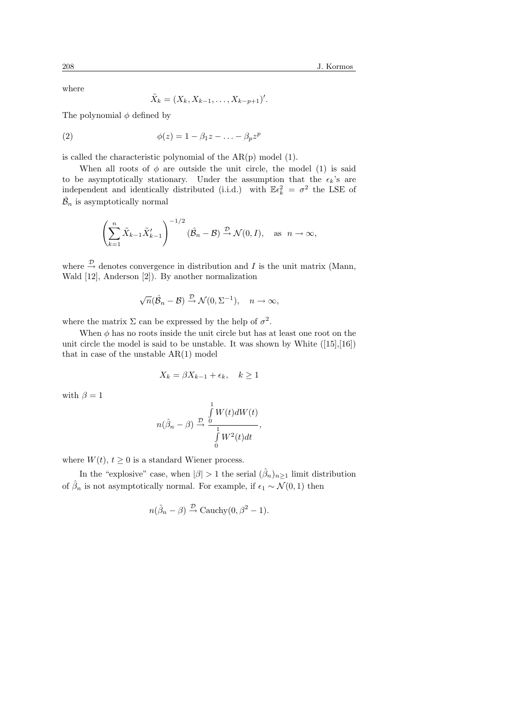where

$$\tilde{X}_k = (X_k, X_{k-1}, \dots, X_{k-p+1})'.$$

The polynomial $\phi$ defined by

$$(2) \qquad \phi(z) = 1 - \beta_1 z - \ldots - \beta_p z^p$$

is called the characteristic polynomial of the AR(p) model (1).

When all roots of $\phi$ are outside the unit circle, the model (1) is said to be asymptotically stationary. Under the assumption that the $\epsilon_k$'s are independent and identically distributed (i.i.d.) with $\mathbb{E}\epsilon_k^2 = \sigma^2$ the LSE of $\hat{\mathcal{B}}_n$ is asymptotically normal

$$\left(\sum_{k=1}^{n} \tilde{X}_{k-1}\tilde{X}_{k-1}'\right)^{-1/2} (\hat{\mathcal{B}}_n - \mathcal{B}) \xrightarrow{\mathcal{D}} \mathcal{N}(0, I), \quad \text{as} \ \ n \to \infty,$$

where $\xrightarrow{\mathcal{D}}$ denotes convergence in distribution and $I$ is the unit matrix (Mann, Wald [12], Anderson [2]). By another normalization

$$\sqrt{n}(\hat{\mathcal{B}}_n - \mathcal{B}) \xrightarrow{\mathcal{D}} \mathcal{N}(0, \Sigma^{-1}), \quad n \to \infty,$$

where the matrix $\Sigma$ can be expressed by the help of $\sigma^2$.

When $\phi$ has no roots inside the unit circle but has at least one root on the unit circle the model is said to be unstable. It was shown by White ([15],[16]) that in case of the unstable AR(1) model

$$X_k = \beta X_{k-1} + \epsilon_k, \quad k \geq 1$$

with $\beta = 1$

$$n(\hat{\beta}_n - \beta) \xrightarrow{\mathcal{D}} \frac{\int_0^1 W(t)dW(t)}{\int_0^1 W^2(t)dt},$$

where $W(t)$, $t \geq 0$ is a standard Wiener process.

In the "explosive" case, when $|\beta| > 1$ the serial $(\hat{\beta}_n)_{n\geq 1}$ limit distribution of $\hat{\beta}_n$ is not asymptotically normal. For example, if $\epsilon_1 \sim \mathcal{N}(0, 1)$ then

$$n(\hat{\beta}_n - \beta) \xrightarrow{\mathcal{D}} \text{Cauchy}(0, \beta^2 - 1).$$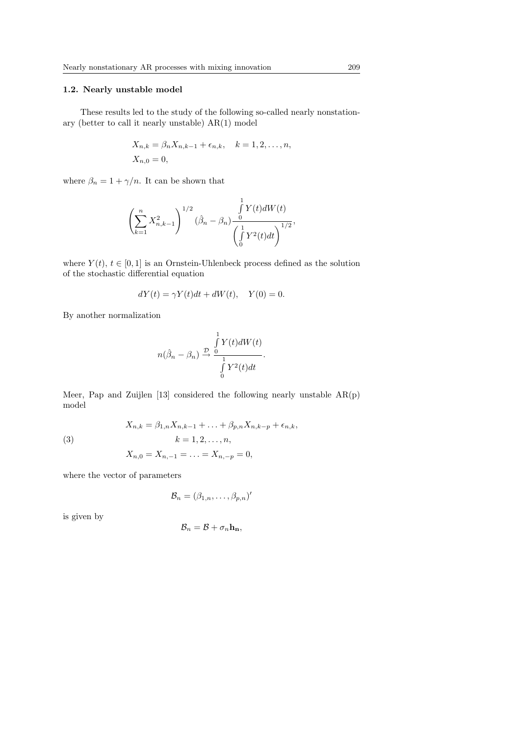### 1.2. Nearly unstable model

These results led to the study of the following so-called nearly nonstationary (better to call it nearly unstable) AR(1) model

$$
\begin{aligned}
&X_{n,k} = \beta_n X_{n,k-1} + \epsilon_{n,k}, \quad k = 1, 2, \ldots, n, \\
&X_{n,0} = 0,
\end{aligned}
$$

where $\beta_n = 1 + \gamma/n$. It can be shown that

$$
\left( \sum_{k=1}^{n} X_{n,k-1}^2 \right)^{1/2} (\hat{\beta}_n - \beta_n) \frac{\int_0^1 Y(t)dW(t)}{\left( \int_0^1 Y^2(t)dt \right)^{1/2}},
$$

where $Y(t)$, $t \in [0, 1]$ is an Ornstein-Uhlenbeck process defined as the solution of the stochastic differential equation

$$
dY(t) = \gamma Y(t)dt + dW(t), \quad Y(0) = 0.
$$

By another normalization

$$
n(\hat{\beta}_n - \beta_n) \xrightarrow{\mathcal{D}} \frac{\int_0^1 Y(t)dW(t)}{\int_0^1 Y^2(t)dt}.
$$

Meer, Pap and Zuijlen [13] considered the following nearly unstable AR(p) model

$$
\begin{aligned}
&X_{n,k} = \beta_{1,n} X_{n,k-1} + \ldots + \beta_{p,n} X_{n,k-p} + \epsilon_{n,k}, \\
&\qquad k = 1, 2, \ldots, n, \qquad\qquad\qquad\qquad (3) \\
&X_{n,0} = X_{n,-1} = \ldots = X_{n,-p} = 0,
\end{aligned}
$$

where the vector of parameters

$$
\mathcal{B}_n = (\beta_{1,n}, \ldots, \beta_{p,n})'
$$

is given by

$$
\mathcal{B}_n = \mathcal{B} + \sigma_n \mathbf{h_n},
$$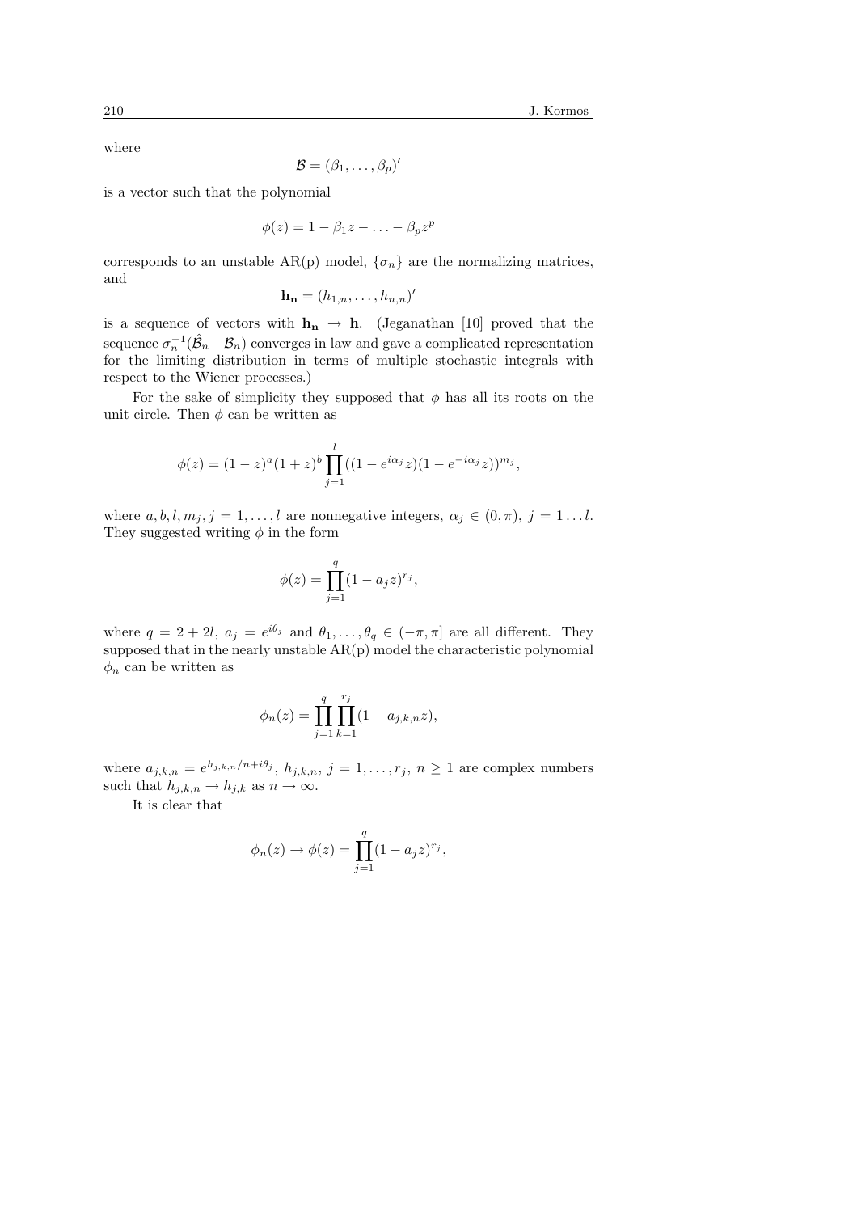where

$$\mathcal{B} = (\beta_1, \ldots, \beta_p)'$$

is a vector such that the polynomial

$$\phi(z) = 1 - \beta_1 z - \ldots - \beta_p z^p$$

corresponds to an unstable AR(p) model, $\{\sigma_n\}$ are the normalizing matrices, and

$$\mathbf{h_n} = (h_{1,n}, \ldots, h_{n,n})'$$

is a sequence of vectors with $\mathbf{h_n} \to \mathbf{h}$. (Jeganathan [10] proved that the sequence $\sigma_n^{-1}(\hat{\mathcal{B}}_n - \mathcal{B}_n)$ converges in law and gave a complicated representation for the limiting distribution in terms of multiple stochastic integrals with respect to the Wiener processes.)

For the sake of simplicity they supposed that $\phi$ has all its roots on the unit circle. Then $\phi$ can be written as

$$\phi(z) = (1-z)^a (1+z)^b \prod_{j=1}^{l} ((1 - e^{i\alpha_j} z)(1 - e^{-i\alpha_j} z))^{m_j},$$

where $a, b, l, m_j, j = 1, \ldots, l$ are nonnegative integers, $\alpha_j \in (0, \pi)$, $j = 1 \ldots l$. They suggested writing $\phi$ in the form

$$\phi(z) = \prod_{j=1}^{q} (1 - a_j z)^{r_j},$$

where $q = 2 + 2l$, $a_j = e^{i\theta_j}$ and $\theta_1, \ldots, \theta_q \in (-\pi, \pi]$ are all different. They supposed that in the nearly unstable AR(p) model the characteristic polynomial $\phi_n$ can be written as

$$\phi_n(z) = \prod_{j=1}^{q} \prod_{k=1}^{r_j} (1 - a_{j,k,n} z),$$

where $a_{j,k,n} = e^{h_{j,k,n}/n + i\theta_j}$, $h_{j,k,n}$, $j = 1, \ldots, r_j$, $n \geq 1$ are complex numbers such that $h_{j,k,n} \to h_{j,k}$ as $n \to \infty$.

It is clear that

$$\phi_n(z) \to \phi(z) = \prod_{j=1}^{q} (1 - a_j z)^{r_j},$$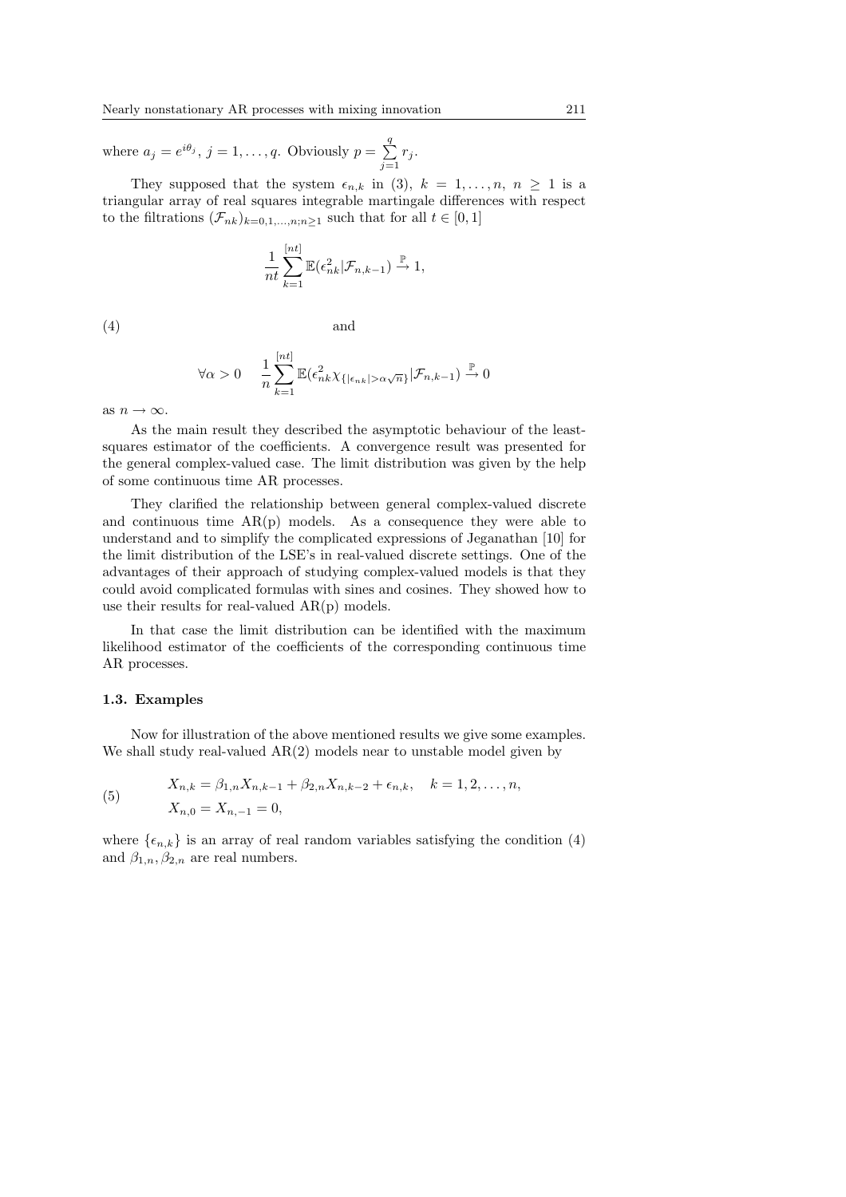where $a_j = e^{i\theta_j}$, $j = 1, \ldots, q$. Obviously $p = \sum_{j=1}^{q} r_j$.

They supposed that the system $\epsilon_{n,k}$ in (3), $k = 1, \ldots, n$, $n \geq 1$ is a triangular array of real squares integrable martingale differences with respect to the filtrations $(\mathcal{F}_{nk})_{k=0,1,\ldots,n;n\geq 1}$ such that for all $t \in [0,1]$

$$\frac{1}{nt} \sum_{k=1}^{[nt]} \mathbb{E}(\epsilon_{nk}^2 | \mathcal{F}_{n,k-1}) \xrightarrow{\mathbb{P}} 1,$$

$$\text{and} \tag{4}$$

$$\forall \alpha > 0 \quad \frac{1}{n} \sum_{k=1}^{[nt]} \mathbb{E}(\epsilon_{nk}^2 \chi_{\{|\epsilon_{nk}| > \alpha\sqrt{n}\}} | \mathcal{F}_{n,k-1}) \xrightarrow{\mathbb{P}} 0$$

as $n \to \infty$.

As the main result they described the asymptotic behaviour of the least-squares estimator of the coefficients. A convergence result was presented for the general complex-valued case. The limit distribution was given by the help of some continuous time AR processes.

They clarified the relationship between general complex-valued discrete and continuous time AR(p) models. As a consequence they were able to understand and to simplify the complicated expressions of Jeganathan [10] for the limit distribution of the LSE's in real-valued discrete settings. One of the advantages of their approach of studying complex-valued models is that they could avoid complicated formulas with sines and cosines. They showed how to use their results for real-valued AR(p) models.

In that case the limit distribution can be identified with the maximum likelihood estimator of the coefficients of the corresponding continuous time AR processes.

### 1.3. Examples

Now for illustration of the above mentioned results we give some examples. We shall study real-valued AR(2) models near to unstable model given by

$$\begin{aligned} X_{n,k} &= \beta_{1,n} X_{n,k-1} + \beta_{2,n} X_{n,k-2} + \epsilon_{n,k}, \quad k = 1, 2, \ldots, n, \\ X_{n,0} &= X_{n,-1} = 0, \end{aligned} \tag{5}$$

where $\{\epsilon_{n,k}\}$ is an array of real random variables satisfying the condition (4) and $\beta_{1,n}, \beta_{2,n}$ are real numbers.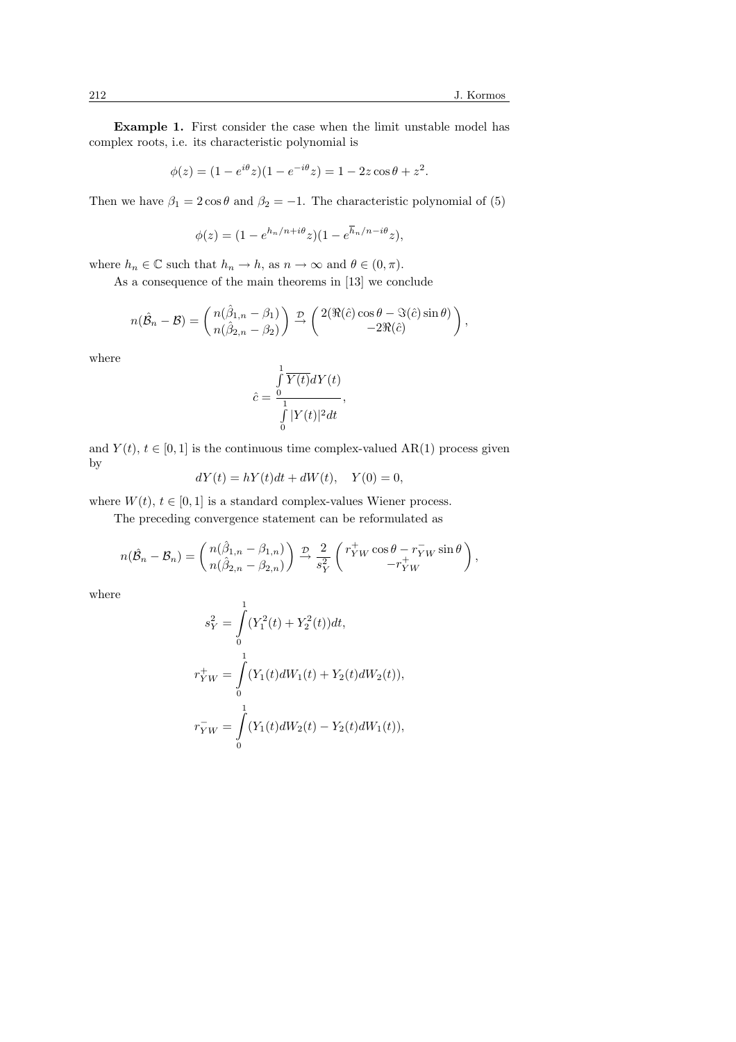**Example 1.** First consider the case when the limit unstable model has complex roots, i.e. its characteristic polynomial is

$$\phi(z) = (1 - e^{i\theta} z)(1 - e^{-i\theta} z) = 1 - 2z\cos\theta + z^2.$$

Then we have $\beta_1 = 2\cos\theta$ and $\beta_2 = -1$. The characteristic polynomial of (5)

$$\phi(z) = (1 - e^{h_n/n + i\theta} z)(1 - e^{\overline{h}_n/n - i\theta} z),$$

where $h_n \in \mathbb{C}$ such that $h_n \to h$, as $n \to \infty$ and $\theta \in (0, \pi)$.

As a consequence of the main theorems in [13] we conclude

$$n(\hat{\mathcal{B}}_n - \mathcal{B}) = \begin{pmatrix} n(\hat{\beta}_{1,n} - \beta_1) \\ n(\hat{\beta}_{2,n} - \beta_2) \end{pmatrix} \xrightarrow{\mathcal{D}} \begin{pmatrix} 2(\Re(\hat{c})\cos\theta - \Im(\hat{c})\sin\theta) \\ -2\Re(\hat{c}) \end{pmatrix},$$

where

$$\hat{c} = \frac{\int_0^1 \overline{Y(t)} dY(t)}{\int_0^1 |Y(t)|^2 dt},$$

and $Y(t)$, $t \in [0, 1]$ is the continuous time complex-valued AR(1) process given by

$$dY(t) = hY(t)dt + dW(t), \quad Y(0) = 0,$$

where $W(t)$, $t \in [0, 1]$ is a standard complex-values Wiener process.

The preceding convergence statement can be reformulated as

$$n(\hat{\mathcal{B}}_n - \mathcal{B}_n) = \begin{pmatrix} n(\hat{\beta}_{1,n} - \beta_{1,n}) \\ n(\hat{\beta}_{2,n} - \beta_{2,n}) \end{pmatrix} \xrightarrow{\mathcal{D}} \frac{2}{s_Y^2} \begin{pmatrix} r_{YW}^{+} \cos\theta - r_{YW}^{-} \sin\theta \\ -r_{YW}^{+} \end{pmatrix},$$

where

$$s_Y^2 = \int_0^1 (Y_1^2(t) + Y_2^2(t)) dt,$$

$$r_{YW}^{+} = \int_0^1 (Y_1(t)dW_1(t) + Y_2(t)dW_2(t)),$$

$$r_{YW}^{-} = \int_0^1 (Y_1(t)dW_2(t) - Y_2(t)dW_1(t)),$$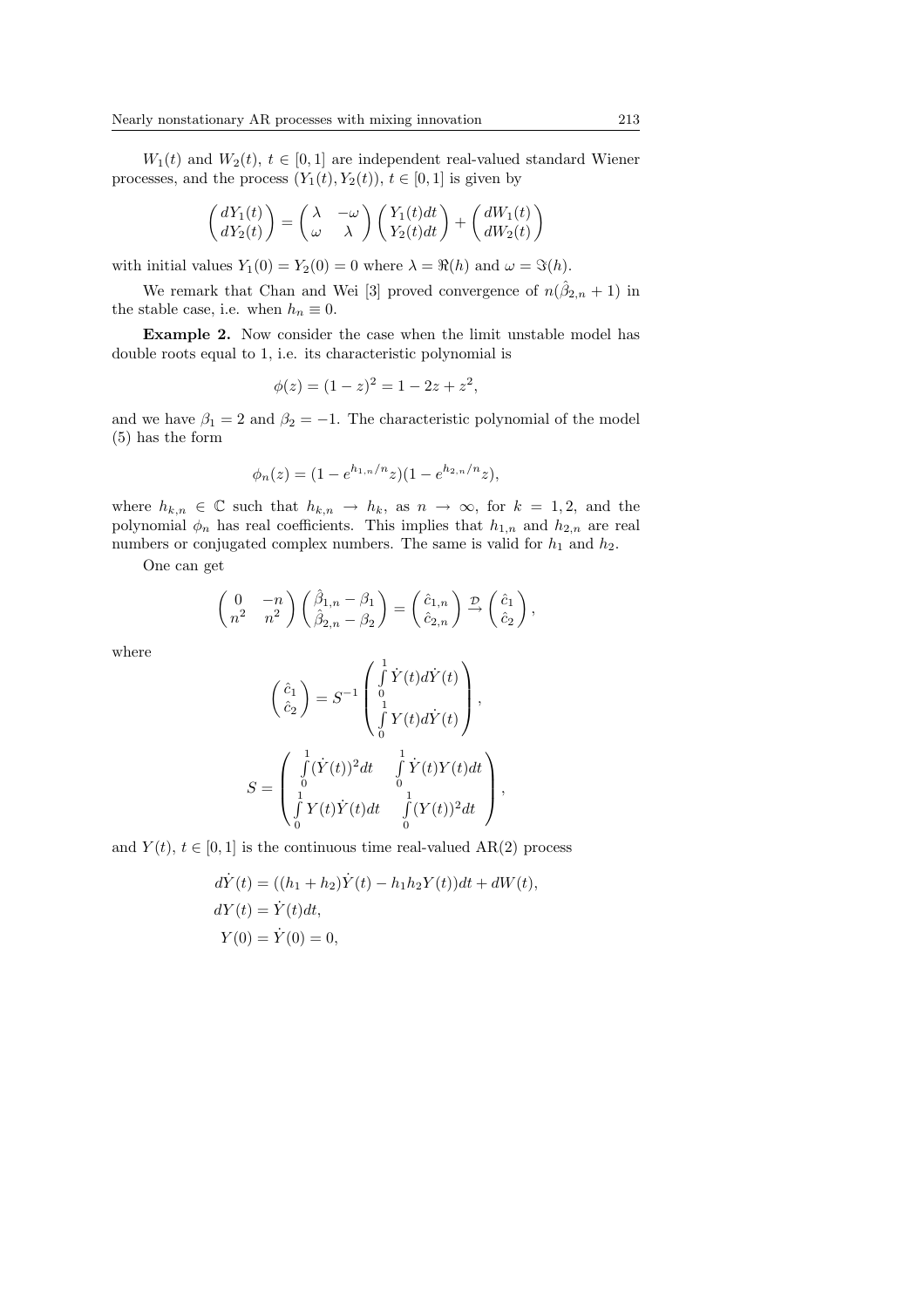$W_1(t)$ and $W_2(t)$, $t \in [0,1]$ are independent real-valued standard Wiener processes, and the process $(Y_1(t), Y_2(t))$, $t \in [0,1]$ is given by

$$\begin{pmatrix} dY_1(t) \\ dY_2(t) \end{pmatrix} = \begin{pmatrix} \lambda & -\omega \\ \omega & \lambda \end{pmatrix} \begin{pmatrix} Y_1(t)dt \\ Y_2(t)dt \end{pmatrix} + \begin{pmatrix} dW_1(t) \\ dW_2(t) \end{pmatrix}$$

with initial values $Y_1(0) = Y_2(0) = 0$ where $\lambda = \Re(h)$ and $\omega = \Im(h)$.

We remark that Chan and Wei [3] proved convergence of $n(\hat{\beta}_{2,n} + 1)$ in the stable case, i.e. when $h_n \equiv 0$.

**Example 2.** Now consider the case when the limit unstable model has double roots equal to 1, i.e. its characteristic polynomial is

$$\phi(z) = (1-z)^2 = 1 - 2z + z^2,$$

and we have $\beta_1 = 2$ and $\beta_2 = -1$. The characteristic polynomial of the model (5) has the form

$$\phi_n(z) = (1 - e^{h_{1,n}/n} z)(1 - e^{h_{2,n}/n} z),$$

where $h_{k,n} \in \mathbb{C}$ such that $h_{k,n} \to h_k$, as $n \to \infty$, for $k = 1, 2$, and the polynomial $\phi_n$ has real coefficients. This implies that $h_{1,n}$ and $h_{2,n}$ are real numbers or conjugated complex numbers. The same is valid for $h_1$ and $h_2$.

One can get

$$\begin{pmatrix} 0 & -n \\ n^2 & n^2 \end{pmatrix} \begin{pmatrix} \hat{\beta}_{1,n} - \beta_1 \\ \hat{\beta}_{2,n} - \beta_2 \end{pmatrix} = \begin{pmatrix} \hat{c}_{1,n} \\ \hat{c}_{2,n} \end{pmatrix} \xrightarrow{\mathcal{D}} \begin{pmatrix} \hat{c}_1 \\ \hat{c}_2 \end{pmatrix},$$

where

$$\begin{pmatrix} \hat{c}_1 \\ \hat{c}_2 \end{pmatrix} = S^{-1} \begin{pmatrix} \int_0^1 \dot{Y}(t) d\dot{Y}(t) \\ \int_0^1 Y(t) d\dot{Y}(t) \end{pmatrix},$$

$$S = \begin{pmatrix} \int_0^1 (\dot{Y}(t))^2 dt & \int_0^1 \dot{Y}(t) Y(t) dt \\ \int_0^1 Y(t) \dot{Y}(t) dt & \int_0^1 (Y(t))^2 dt \end{pmatrix},$$

and $Y(t)$, $t \in [0,1]$ is the continuous time real-valued AR(2) process

$$\begin{aligned} d\dot{Y}(t) &= ((h_1 + h_2)\dot{Y}(t) - h_1 h_2 Y(t))dt + dW(t), \\ dY(t) &= \dot{Y}(t) dt, \\ Y(0) &= \dot{Y}(0) = 0, \end{aligned}$$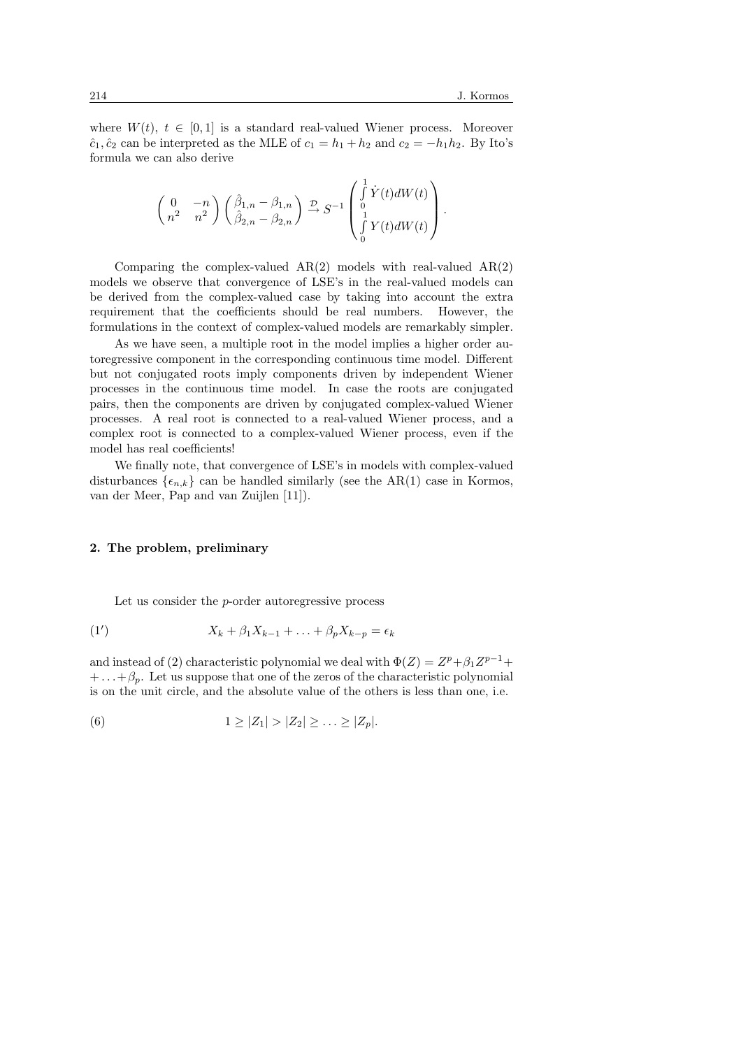where $W(t)$, $t \in [0,1]$ is a standard real-valued Wiener process. Moreover $\hat{c}_1, \hat{c}_2$ can be interpreted as the MLE of $c_1 = h_1 + h_2$ and $c_2 = -h_1 h_2$. By Ito's formula we can also derive

$$\begin{pmatrix} 0 & -n \\ n^2 & n^2 \end{pmatrix} \begin{pmatrix} \hat{\beta}_{1,n} - \beta_{1,n} \\ \hat{\beta}_{2,n} - \beta_{2,n} \end{pmatrix} \xrightarrow{\mathcal{D}} S^{-1} \begin{pmatrix} \int_0^1 \dot{Y}(t) dW(t) \\ \int_0^1 Y(t) dW(t) \end{pmatrix}.$$

Comparing the complex-valued AR(2) models with real-valued AR(2) models we observe that convergence of LSE's in the real-valued models can be derived from the complex-valued case by taking into account the extra requirement that the coefficients should be real numbers. However, the formulations in the context of complex-valued models are remarkably simpler.

As we have seen, a multiple root in the model implies a higher order autoregressive component in the corresponding continuous time model. Different but not conjugated roots imply components driven by independent Wiener processes in the continuous time model. In case the roots are conjugated pairs, then the components are driven by conjugated complex-valued Wiener processes. A real root is connected to a real-valued Wiener process, and a complex root is connected to a complex-valued Wiener process, even if the model has real coefficients!

We finally note, that convergence of LSE's in models with complex-valued disturbances $\{\epsilon_{n,k}\}$ can be handled similarly (see the AR(1) case in Kormos, van der Meer, Pap and van Zuijlen [11]).

## 2. The problem, preliminary

Let us consider the $p$-order autoregressive process

$$X_k + \beta_1 X_{k-1} + \ldots + \beta_p X_{k-p} = \epsilon_k \tag{1'}$$

and instead of (2) characteristic polynomial we deal with $\Phi(Z) = Z^p + \beta_1 Z^{p-1} + \ldots + \beta_p$. Let us suppose that one of the zeros of the characteristic polynomial is on the unit circle, and the absolute value of the others is less than one, i.e.

$$1 \geq |Z_1| > |Z_2| \geq \ldots \geq |Z_p|. \tag{6}$$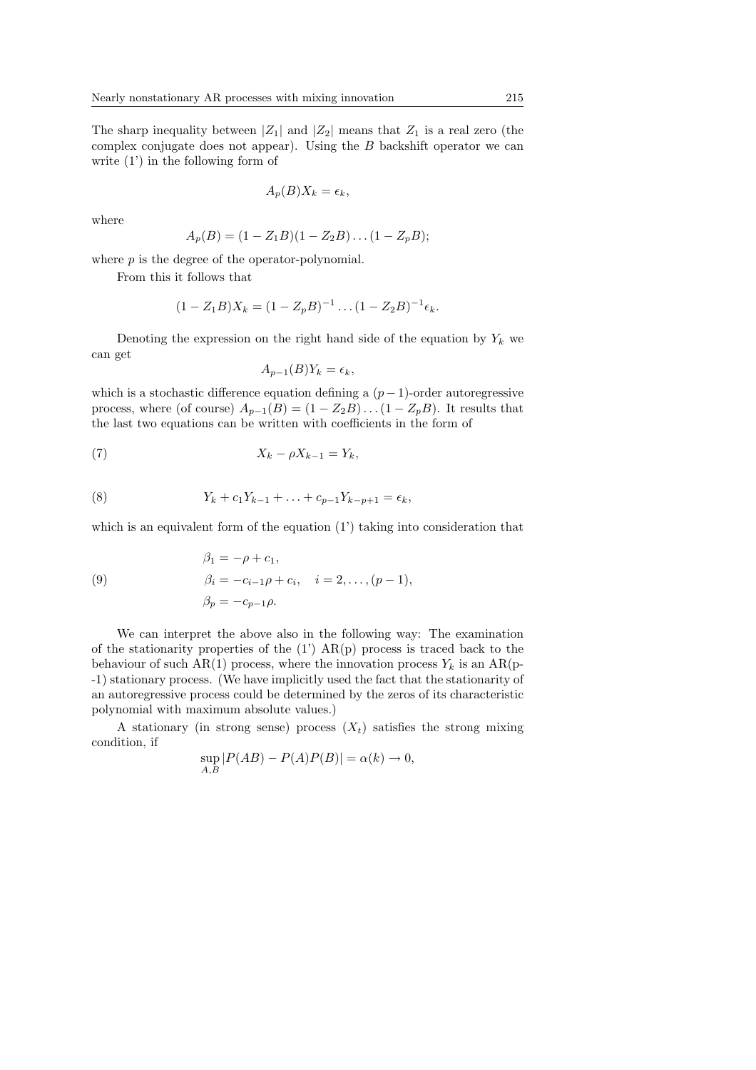The sharp inequality between $|Z_1|$ and $|Z_2|$ means that $Z_1$ is a real zero (the complex conjugate does not appear). Using the $B$ backshift operator we can write (1') in the following form of

$$A_p(B)X_k = \epsilon_k,$$

where

$$A_p(B) = (1 - Z_1B)(1 - Z_2B)\dots(1 - Z_pB);$$

where $p$ is the degree of the operator-polynomial.

From this it follows that

$$(1 - Z_1B)X_k = (1 - Z_pB)^{-1}\dots(1 - Z_2B)^{-1}\epsilon_k.$$

Denoting the expression on the right hand side of the equation by $Y_k$ we can get

$$A_{p-1}(B)Y_k = \epsilon_k,$$

which is a stochastic difference equation defining a $(p-1)$-order autoregressive process, where (of course) $A_{p-1}(B) = (1 - Z_2B)\dots(1 - Z_pB)$. It results that the last two equations can be written with coefficients in the form of

$$X_k - \rho X_{k-1} = Y_k, \tag{7}$$

$$Y_k + c_1Y_{k-1} + \dots + c_{p-1}Y_{k-p+1} = \epsilon_k, \tag{8}$$

which is an equivalent form of the equation (1') taking into consideration that

$$\begin{aligned} &\beta_1 = -\rho + c_1, \\ &\beta_i = -c_{i-1}\rho + c_i, \quad i = 2, \dots, (p-1), \\ &\beta_p = -c_{p-1}\rho. \end{aligned} \tag{9}$$

We can interpret the above also in the following way: The examination of the stationarity properties of the (1') AR(p) process is traced back to the behaviour of such AR(1) process, where the innovation process $Y_k$ is an AR(p-1) stationary process. (We have implicitly used the fact that the stationarity of an autoregressive process could be determined by the zeros of its characteristic polynomial with maximum absolute values.)

A stationary (in strong sense) process $(X_t)$ satisfies the strong mixing condition, if

$$\sup_{A,B} |P(AB) - P(A)P(B)| = \alpha(k) \to 0,$$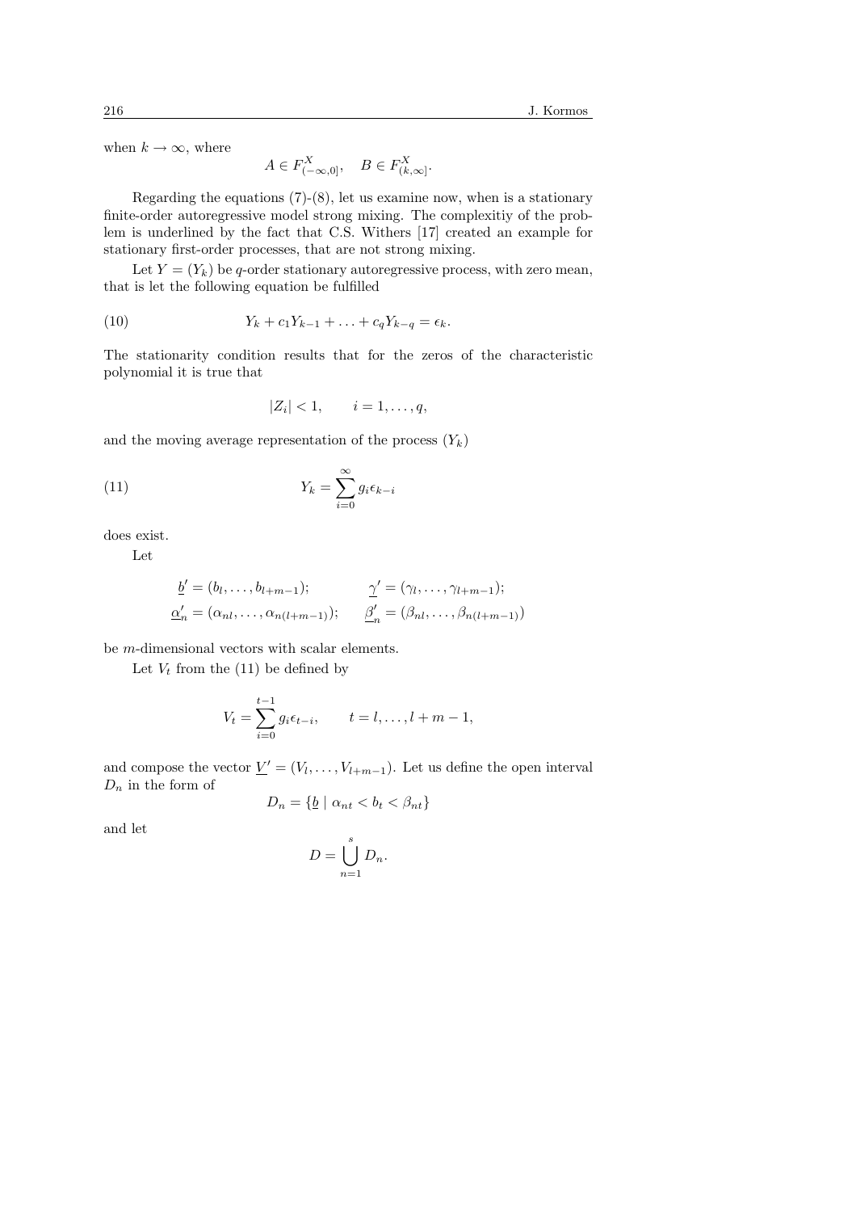when $k \to \infty$, where

$$A \in F^X_{(-\infty,0]}, \quad B \in F^X_{(k,\infty]}.$$

Regarding the equations (7)-(8), let us examine now, when is a stationary finite-order autoregressive model strong mixing. The complexitiy of the problem is underlined by the fact that C.S. Withers [17] created an example for stationary first-order processes, that are not strong mixing.

Let $Y = (Y_k)$ be $q$-order stationary autoregressive process, with zero mean, that is let the following equation be fulfilled

$$Y_k + c_1 Y_{k-1} + \ldots + c_q Y_{k-q} = \epsilon_k. \tag{10}$$

The stationarity condition results that for the zeros of the characteristic polynomial it is true that

$$|Z_i| < 1, \qquad i = 1, \ldots, q,$$

and the moving average representation of the process $(Y_k)$

$$Y_k = \sum_{i=0}^{\infty} g_i \epsilon_{k-i} \tag{11}$$

does exist.

Let

$$\underline{b}' = (b_l, \ldots, b_{l+m-1}); \qquad \underline{\gamma}' = (\gamma_l, \ldots, \gamma_{l+m-1});$$
$$\underline{\alpha}'_n = (\alpha_{nl}, \ldots, \alpha_{n(l+m-1)}); \qquad \underline{\beta}'_n = (\beta_{nl}, \ldots, \beta_{n(l+m-1)})$$

be $m$-dimensional vectors with scalar elements.

Let $V_t$ from the (11) be defined by

$$V_t = \sum_{i=0}^{t-1} g_i \epsilon_{t-i}, \qquad t = l, \ldots, l+m-1,$$

and compose the vector $\underline{V}' = (V_l, \ldots, V_{l+m-1})$. Let us define the open interval $D_n$ in the form of

$$D_n = \{\underline{b} \mid \alpha_{nt} < b_t < \beta_{nt}\}$$

and let

$$D = \bigcup_{n=1}^{s} D_n.$$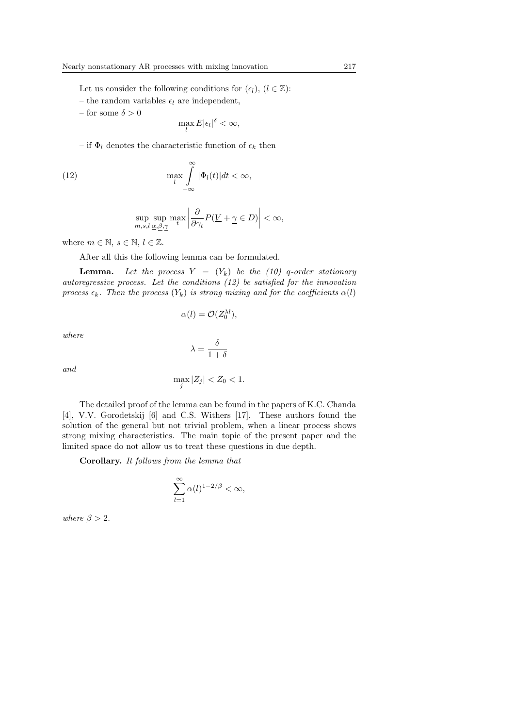Let us consider the following conditions for $(\epsilon_l)$, $(l \in \mathbb{Z})$:

– the random variables $\epsilon_l$ are independent,

– for some $\delta > 0$

$$\max_l E|\epsilon_l|^\delta < \infty,$$

– if $\Phi_l$ denotes the characteristic function of $\epsilon_k$ then

$$\max_l \int_{-\infty}^{\infty} |\Phi_l(t)| dt < \infty, \tag{12}$$

$$\sup_{m,s,l} \sup_{\underline{\alpha},\underline{\beta},\underline{\gamma}} \max_t \left| \frac{\partial}{\partial \gamma_t} P(\underline{V} + \underline{\gamma} \in D) \right| < \infty,$$

where $m \in \mathbb{N}$, $s \in \mathbb{N}$, $l \in \mathbb{Z}$.

After all this the following lemma can be formulated.

**Lemma.** *Let the process $Y = (Y_k)$ be the (10) q-order stationary autoregressive process. Let the conditions (12) be satisfied for the innovation process $\epsilon_k$. Then the process $(Y_k)$ is strong mixing and for the coefficients $\alpha(l)$*

$$\alpha(l) = \mathcal{O}(Z_0^{\lambda l}),$$

*where*

$$\lambda = \frac{\delta}{1+\delta}$$

*and*

$$\max_j |Z_j| < Z_0 < 1.$$

The detailed proof of the lemma can be found in the papers of K.C. Chanda [4], V.V. Gorodetskij [6] and C.S. Withers [17]. These authors found the solution of the general but not trivial problem, when a linear process shows strong mixing characteristics. The main topic of the present paper and the limited space do not allow us to treat these questions in due depth.

**Corollary.** *It follows from the lemma that*

$$\sum_{l=1}^{\infty} \alpha(l)^{1-2/\beta} < \infty,$$

*where $\beta > 2$.*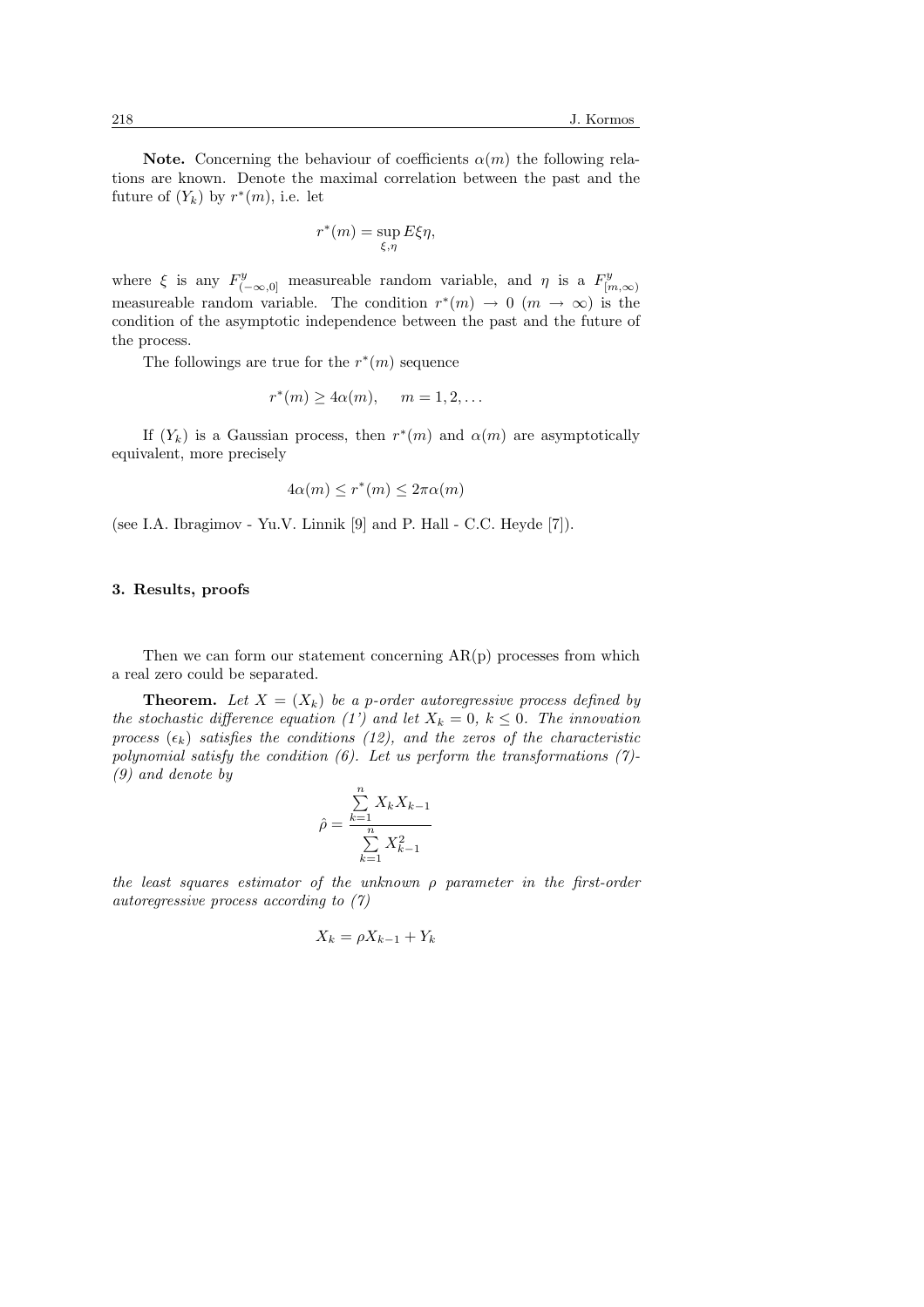**Note.** Concerning the behaviour of coefficients $\alpha(m)$ the following relations are known. Denote the maximal correlation between the past and the future of $(Y_k)$ by $r^*(m)$, i.e. let

$$r^*(m) = \sup_{\xi,\eta} E\xi\eta,$$

where $\xi$ is any $F^y_{(-\infty,0]}$ measureable random variable, and $\eta$ is a $F^y_{[m,\infty)}$ measureable random variable. The condition $r^*(m) \to 0$ $(m \to \infty)$ is the condition of the asymptotic independence between the past and the future of the process.

The followings are true for the $r^*(m)$ sequence

$$r^*(m) \geq 4\alpha(m), \qquad m = 1, 2, \ldots$$

If $(Y_k)$ is a Gaussian process, then $r^*(m)$ and $\alpha(m)$ are asymptotically equivalent, more precisely

$$4\alpha(m) \leq r^*(m) \leq 2\pi\alpha(m)$$

(see I.A. Ibragimov - Yu.V. Linnik [9] and P. Hall - C.C. Heyde [7]).

## 3. Results, proofs

Then we can form our statement concerning AR(p) processes from which a real zero could be separated.

**Theorem.** *Let $X = (X_k)$ be a p-order autoregressive process defined by the stochastic difference equation (1') and let $X_k = 0$, $k \leq 0$. The innovation process $(\epsilon_k)$ satisfies the conditions (12), and the zeros of the characteristic polynomial satisfy the condition (6). Let us perform the transformations (7)-(9) and denote by*

$$\hat{\rho} = \frac{\sum\limits_{k=1}^{n} X_k X_{k-1}}{\sum\limits_{k=1}^{n} X_{k-1}^2}$$

*the least squares estimator of the unknown $\rho$ parameter in the first-order autoregressive process according to (7)*

$$X_k = \rho X_{k-1} + Y_k$$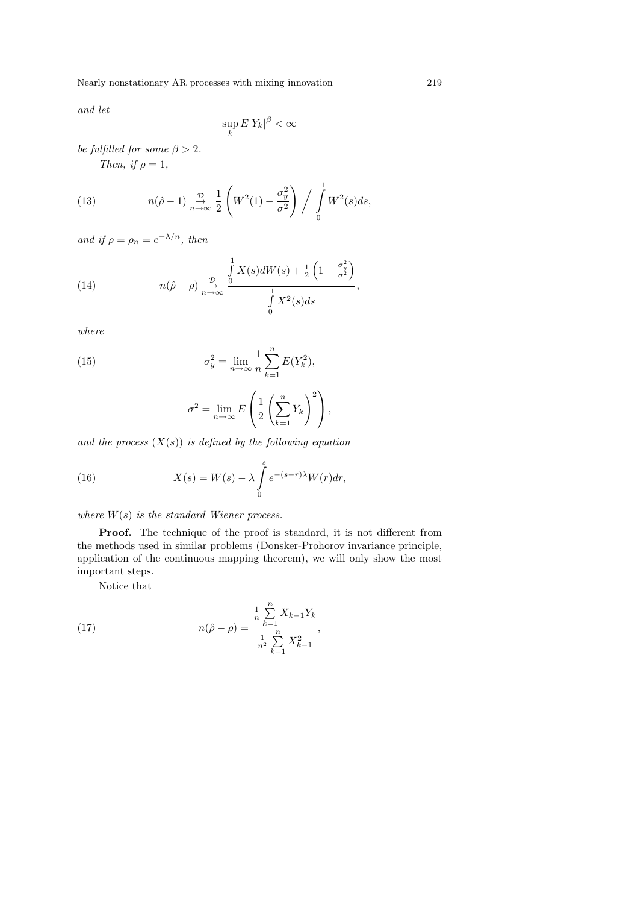*and let*

$$\sup_k E|Y_k|^\beta < \infty$$

*be fulfilled for some* $\beta > 2$.

*Then, if* $\rho = 1$,

$$n(\hat{\rho} - 1) \underset{n\to\infty}{\overset{\mathcal{D}}{\to}} \frac{1}{2}\left(W^2(1) - \frac{\sigma_y^2}{\sigma^2}\right) \Big/ \int_0^1 W^2(s)ds, \tag{13}$$

*and if* $\rho = \rho_n = e^{-\lambda/n}$, *then*

$$n(\hat{\rho} - \rho) \underset{n\to\infty}{\overset{\mathcal{D}}{\to}} \frac{\int_0^1 X(s)dW(s) + \frac{1}{2}\left(1 - \frac{\sigma_y^2}{\sigma^2}\right)}{\int_0^1 X^2(s)ds}, \tag{14}$$

*where*

$$\sigma_y^2 = \lim_{n\to\infty} \frac{1}{n}\sum_{k=1}^n E(Y_k^2), \tag{15}$$

$$\sigma^2 = \lim_{n\to\infty} E\left(\frac{1}{2}\left(\sum_{k=1}^n Y_k\right)^2\right),$$

*and the process* $(X(s))$ *is defined by the following equation*

$$X(s) = W(s) - \lambda\int_0^s e^{-(s-r)\lambda}W(r)dr, \tag{16}$$

*where* $W(s)$ *is the standard Wiener process.*

**Proof.** The technique of the proof is standard, it is not different from the methods used in similar problems (Donsker-Prohorov invariance principle, application of the continuous mapping theorem), we will only show the most important steps.

Notice that

$$n(\hat{\rho} - \rho) = \frac{\frac{1}{n}\sum_{k=1}^n X_{k-1}Y_k}{\frac{1}{n^2}\sum_{k=1}^n X_{k-1}^2}, \tag{17}$$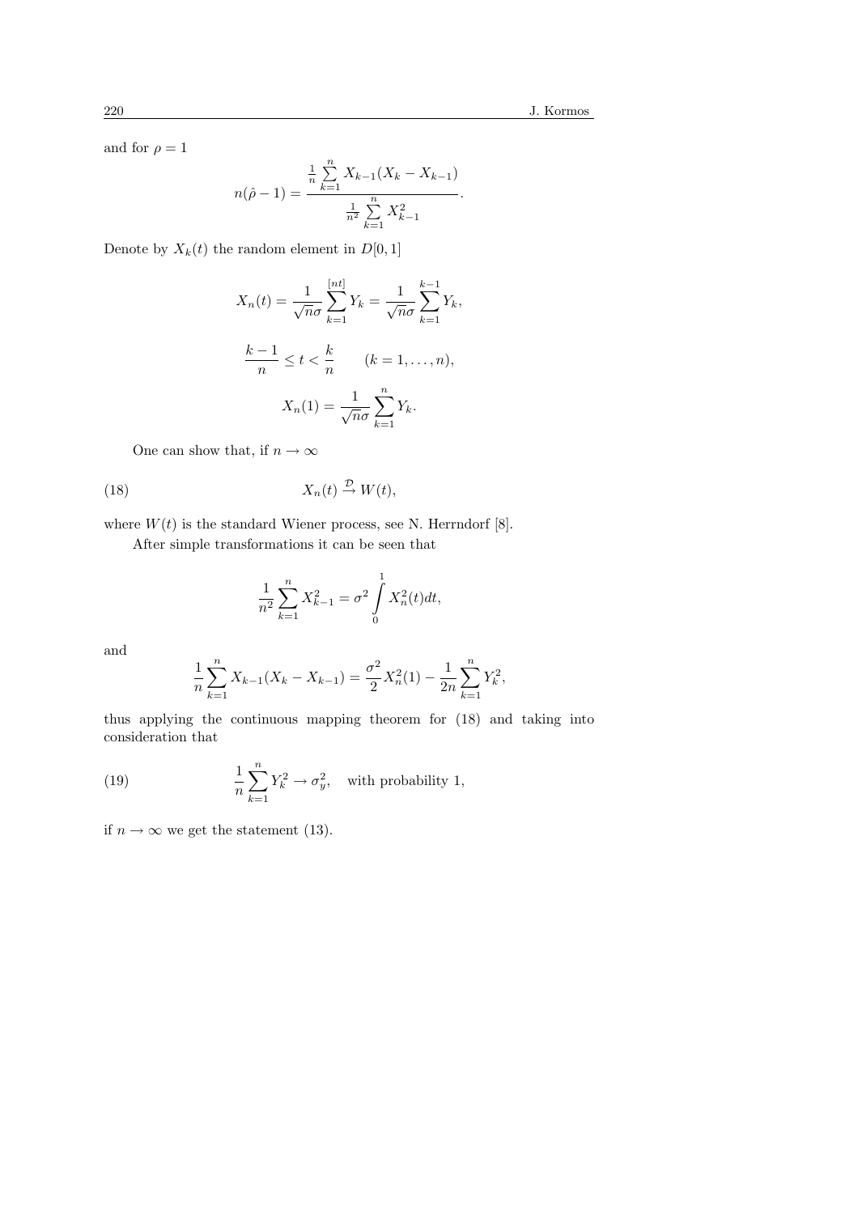and for $\rho = 1$

$$n(\hat{\rho} - 1) = \frac{\frac{1}{n}\sum\limits_{k=1}^{n} X_{k-1}(X_k - X_{k-1})}{\frac{1}{n^2}\sum\limits_{k=1}^{n} X_{k-1}^2}.$$

Denote by $X_k(t)$ the random element in $D[0,1]$

$$X_n(t) = \frac{1}{\sqrt{n}\sigma}\sum_{k=1}^{[nt]} Y_k = \frac{1}{\sqrt{n}\sigma}\sum_{k=1}^{k-1} Y_k,$$

$$\frac{k-1}{n} \le t < \frac{k}{n} \qquad (k = 1, \ldots, n),$$

$$X_n(1) = \frac{1}{\sqrt{n}\sigma}\sum_{k=1}^{n} Y_k.$$

One can show that, if $n \to \infty$

$$X_n(t) \xrightarrow{\mathcal{D}} W(t), \tag{18}$$

where $W(t)$ is the standard Wiener process, see N. Herrndorf [8].

After simple transformations it can be seen that

$$\frac{1}{n^2}\sum_{k=1}^{n} X_{k-1}^2 = \sigma^2 \int_0^1 X_n^2(t)dt,$$

and

$$\frac{1}{n}\sum_{k=1}^{n} X_{k-1}(X_k - X_{k-1}) = \frac{\sigma^2}{2}X_n^2(1) - \frac{1}{2n}\sum_{k=1}^{n} Y_k^2,$$

thus applying the continuous mapping theorem for (18) and taking into consideration that

$$\frac{1}{n}\sum_{k=1}^{n} Y_k^2 \to \sigma_y^2, \quad \text{with probability 1}, \tag{19}$$

if $n \to \infty$ we get the statement (13).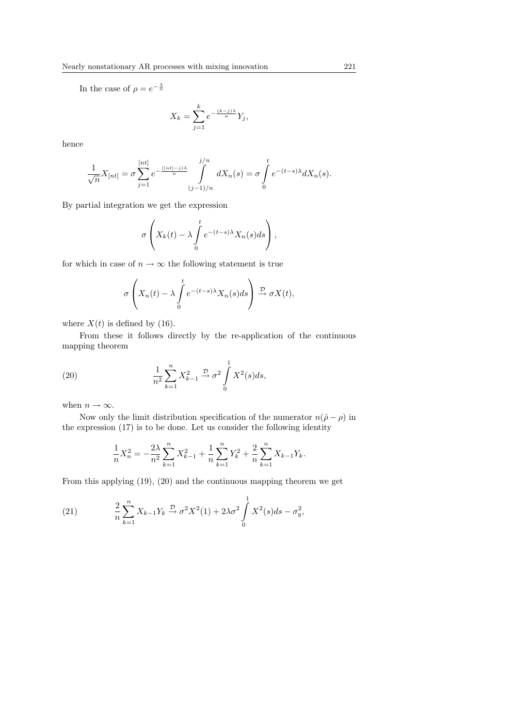In the case of $\rho = e^{-\frac{\lambda}{n}}$

$$X_k = \sum_{j=1}^{k} e^{-\frac{(k-j)\lambda}{n}} Y_j,$$

hence

$$\frac{1}{\sqrt{n}} X_{[nt]} = \sigma \sum_{j=1}^{[nt]} e^{-\frac{([nt]-j)\lambda}{n}} \int\limits_{(j-1)/n}^{j/n} dX_n(s) = \sigma \int\limits_{0}^{t} e^{-(t-s)\lambda} dX_n(s).$$

By partial integration we get the expression

$$\sigma \left( X_k(t) - \lambda \int\limits_{0}^{t} e^{-(t-s)\lambda} X_n(s) ds \right),$$

for which in case of $n \to \infty$ the following statement is true

$$\sigma \left( X_n(t) - \lambda \int\limits_{0}^{t} e^{-(t-s)\lambda} X_n(s) ds \right) \xrightarrow{\mathcal{D}} \sigma X(t),$$

where $X(t)$ is defined by (16).

From these it follows directly by the re-application of the continuous mapping theorem

$$\frac{1}{n^2} \sum_{k=1}^{n} X_{k-1}^2 \xrightarrow{\mathcal{D}} \sigma^2 \int\limits_{0}^{1} X^2(s) ds, \tag{20}$$

when $n \to \infty$.

Now only the limit distribution specification of the numerator $n(\hat{\rho} - \rho)$ in the expression (17) is to be done. Let us consider the following identity

$$\frac{1}{n} X_n^2 = -\frac{2\lambda}{n^2} \sum_{k=1}^{n} X_{k-1}^2 + \frac{1}{n} \sum_{k=1}^{n} Y_k^2 + \frac{2}{n} \sum_{k=1}^{n} X_{k-1} Y_k.$$

From this applying (19), (20) and the continuous mapping theorem we get

$$\frac{2}{n} \sum_{k=1}^{n} X_{k-1} Y_k \xrightarrow{\mathcal{D}} \sigma^2 X^2(1) + 2\lambda \sigma^2 \int\limits_{0}^{1} X^2(s) ds - \sigma_y^2, \tag{21}$$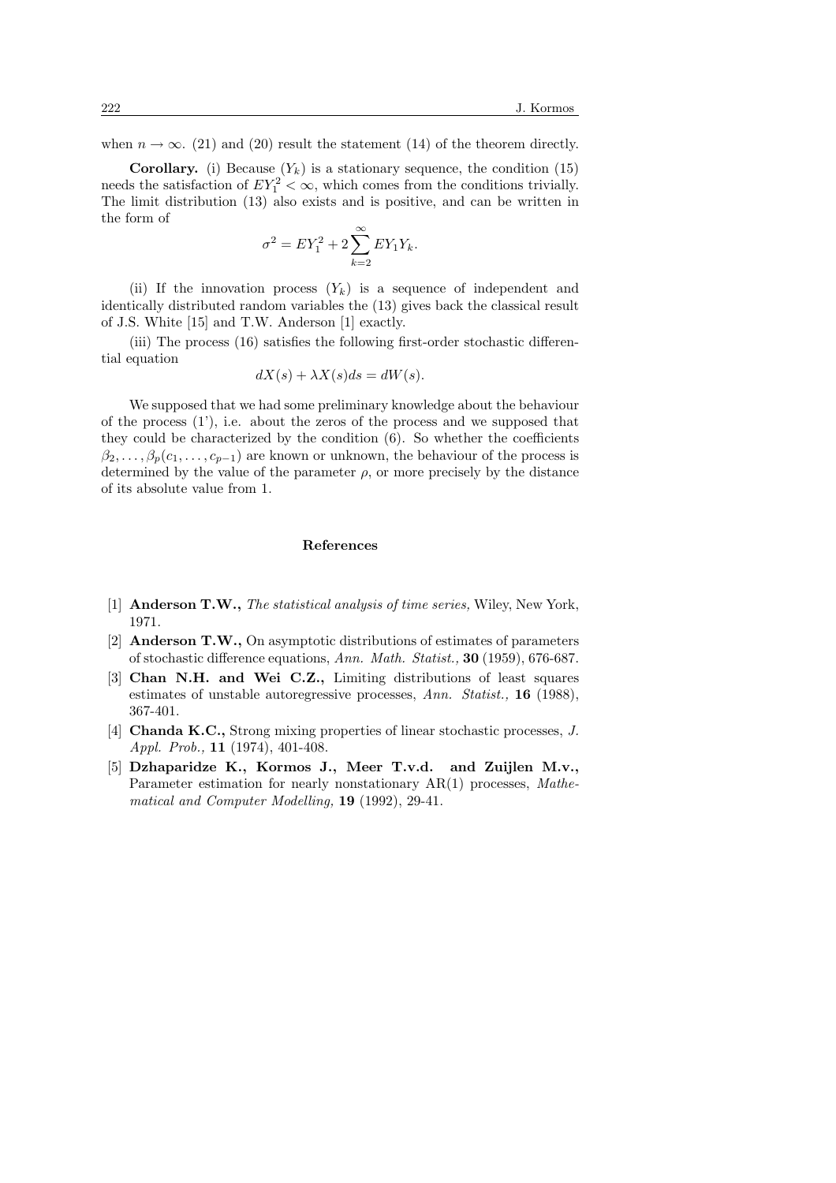when $n \to \infty$. (21) and (20) result the statement (14) of the theorem directly.

**Corollary.** (i) Because $(Y_k)$ is a stationary sequence, the condition (15) needs the satisfaction of $EY_1^2 < \infty$, which comes from the conditions trivially. The limit distribution (13) also exists and is positive, and can be written in the form of

$$\sigma^2 = EY_1^2 + 2\sum_{k=2}^{\infty} EY_1 Y_k.$$

(ii) If the innovation process $(Y_k)$ is a sequence of independent and identically distributed random variables the (13) gives back the classical result of J.S. White [15] and T.W. Anderson [1] exactly.

(iii) The process (16) satisfies the following first-order stochastic differential equation

$$dX(s) + \lambda X(s)ds = dW(s).$$

We supposed that we had some preliminary knowledge about the behaviour of the process (1'), i.e. about the zeros of the process and we supposed that they could be characterized by the condition (6). So whether the coefficients $\beta_2, \ldots, \beta_p(c_1, \ldots, c_{p-1})$ are known or unknown, the behaviour of the process is determined by the value of the parameter $\rho$, or more precisely by the distance of its absolute value from 1.

## References

[1] **Anderson T.W.,** *The statistical analysis of time series,* Wiley, New York, 1971.

[2] **Anderson T.W.,** On asymptotic distributions of estimates of parameters of stochastic difference equations, *Ann. Math. Statist.,* **30** (1959), 676-687.

[3] **Chan N.H. and Wei C.Z.,** Limiting distributions of least squares estimates of unstable autoregressive processes, *Ann. Statist.,* **16** (1988), 367-401.

[4] **Chanda K.C.,** Strong mixing properties of linear stochastic processes, *J. Appl. Prob.,* **11** (1974), 401-408.

[5] **Dzhaparidze K., Kormos J., Meer T.v.d. and Zuijlen M.v.,** Parameter estimation for nearly nonstationary AR(1) processes, *Mathematical and Computer Modelling,* **19** (1992), 29-41.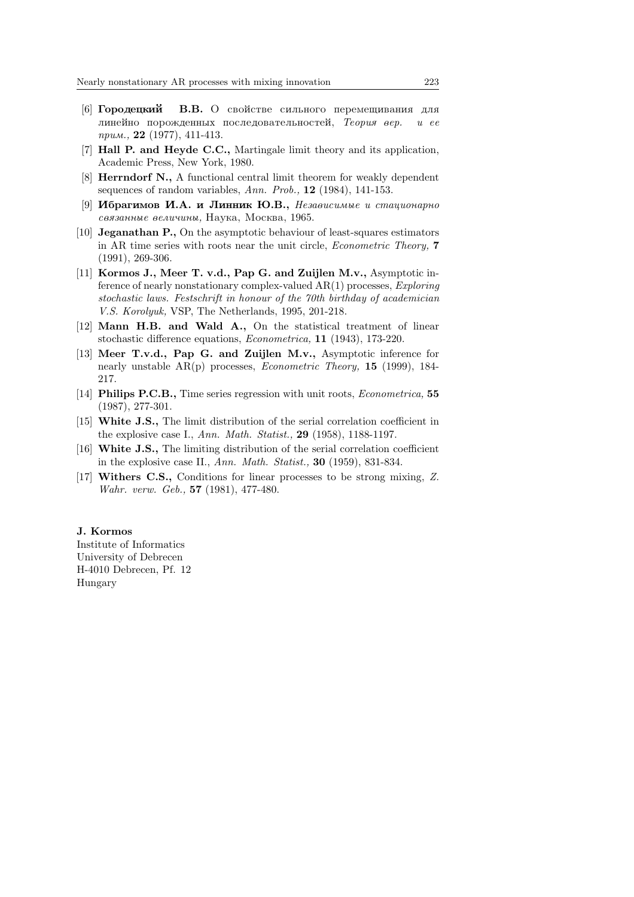[6] **Городецкий В.В.** О свойстве сильного перемещивания для линейно порожденных последовательностей, *Теория вер. и ее прим.,* **22** (1977), 411-413.

[7] **Hall P. and Heyde C.C.,** Martingale limit theory and its application, Academic Press, New York, 1980.

[8] **Herrndorf N.,** A functional central limit theorem for weakly dependent sequences of random variables, *Ann. Prob.,* **12** (1984), 141-153.

[9] **Ибрагимов И.А. и Линник Ю.В.,** *Независимые и стационарно связанные величины,* Наука, Москва, 1965.

[10] **Jeganathan P.,** On the asymptotic behaviour of least-squares estimators in AR time series with roots near the unit circle, *Econometric Theory,* **7** (1991), 269-306.

[11] **Kormos J., Meer T. v.d., Pap G. and Zuijlen M.v.,** Asymptotic inference of nearly nonstationary complex-valued AR(1) processes, *Exploring stochastic laws. Festschrift in honour of the 70th birthday of academician V.S. Korolyuk,* VSP, The Netherlands, 1995, 201-218.

[12] **Mann H.B. and Wald A.,** On the statistical treatment of linear stochastic difference equations, *Econometrica,* **11** (1943), 173-220.

[13] **Meer T.v.d., Pap G. and Zuijlen M.v.,** Asymptotic inference for nearly unstable AR(p) processes, *Econometric Theory,* **15** (1999), 184-217.

[14] **Philips P.C.B.,** Time series regression with unit roots, *Econometrica,* **55** (1987), 277-301.

[15] **White J.S.,** The limit distribution of the serial correlation coefficient in the explosive case I., *Ann. Math. Statist.,* **29** (1958), 1188-1197.

[16] **White J.S.,** The limiting distribution of the serial correlation coefficient in the explosive case II., *Ann. Math. Statist.,* **30** (1959), 831-834.

[17] **Withers C.S.,** Conditions for linear processes to be strong mixing, *Z. Wahr. verw. Geb.,* **57** (1981), 477-480.

**J. Kormos**
Institute of Informatics
University of Debrecen
H-4010 Debrecen, Pf. 12
Hungary